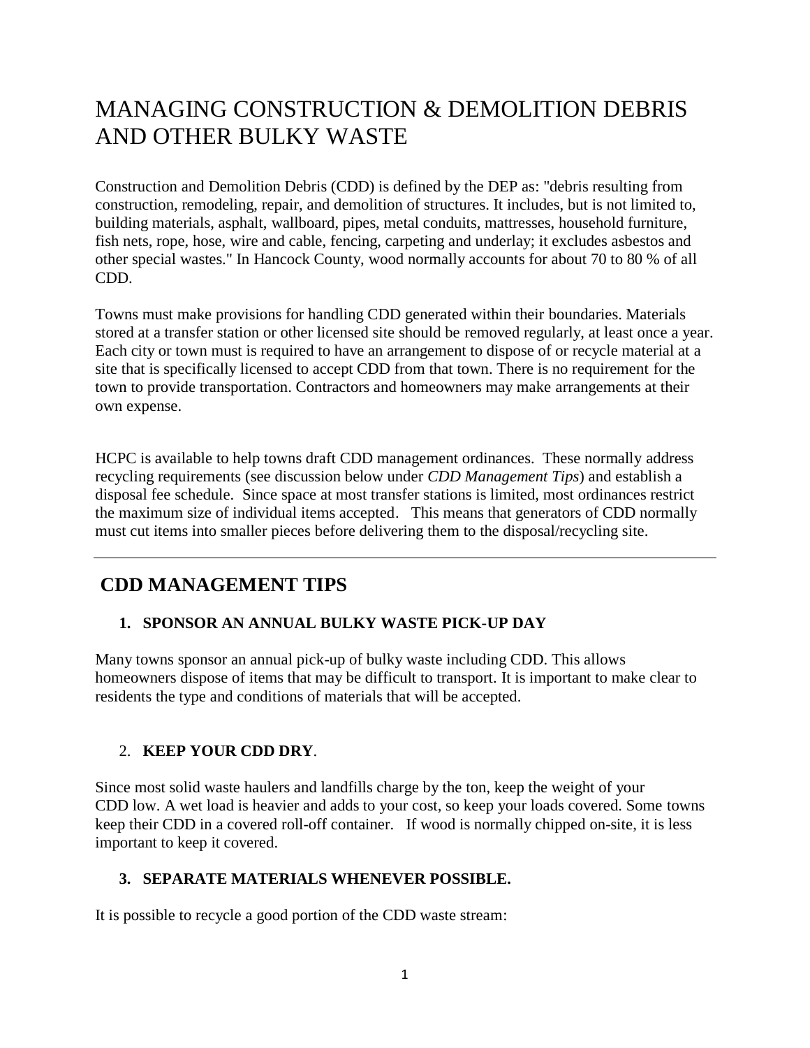# MANAGING CONSTRUCTION & DEMOLITION DEBRIS AND OTHER BULKY WASTE

Construction and Demolition Debris (CDD) is defined by the DEP as: "debris resulting from construction, remodeling, repair, and demolition of structures. It includes, but is not limited to, building materials, asphalt, wallboard, pipes, metal conduits, mattresses, household furniture, fish nets, rope, hose, wire and cable, fencing, carpeting and underlay; it excludes asbestos and other special wastes." In Hancock County, wood normally accounts for about 70 to 80 % of all CDD.

Towns must make provisions for handling CDD generated within their boundaries. Materials stored at a transfer station or other licensed site should be removed regularly, at least once a year. Each city or town must is required to have an arrangement to dispose of or recycle material at a site that is specifically licensed to accept CDD from that town. There is no requirement for the town to provide transportation. Contractors and homeowners may make arrangements at their own expense.

HCPC is available to help towns draft CDD management ordinances. These normally address recycling requirements (see discussion below under *CDD Management Tips*) and establish a disposal fee schedule. Since space at most transfer stations is limited, most ordinances restrict the maximum size of individual items accepted. This means that generators of CDD normally must cut items into smaller pieces before delivering them to the disposal/recycling site.

---

## CDD MANAGEMENT TIPS

### 1. SPONSOR AN ANNUAL BULKY WASTE PICK-UP DAY

Many towns sponsor an annual pick-up of bulky waste including CDD. This allows homeowners dispose of items that may be difficult to transport. It is important to make clear to residents the type and conditions of materials that will be accepted.

### 2. KEEP YOUR CDD DRY.

Since most solid waste haulers and landfills charge by the ton, keep the weight of your CDD low. A wet load is heavier and adds to your cost, so keep your loads covered. Some towns keep their CDD in a covered roll-off container. If wood is normally chipped on-site, it is less important to keep it covered.

### 3. SEPARATE MATERIALS WHENEVER POSSIBLE.

It is possible to recycle a good portion of the CDD waste stream: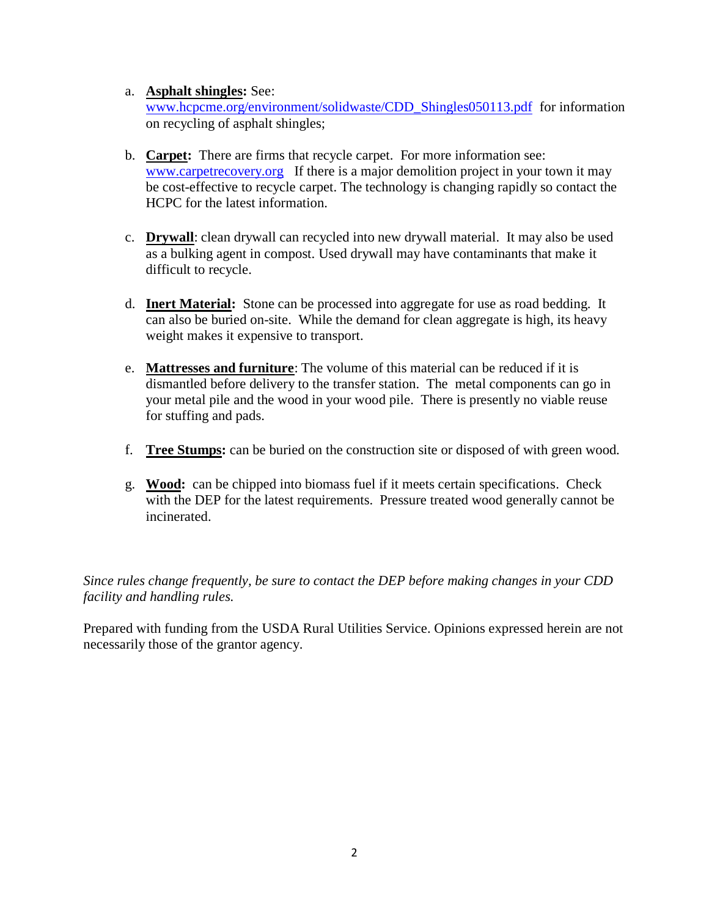a. **Asphalt shingles:** See: www.hcpcme.org/environment/solidwaste/CDD_Shingles050113.pdf for information on recycling of asphalt shingles;

b. **Carpet:** There are firms that recycle carpet. For more information see: www.carpetrecovery.org If there is a major demolition project in your town it may be cost-effective to recycle carpet. The technology is changing rapidly so contact the HCPC for the latest information.

c. **Drywall**: clean drywall can recycled into new drywall material. It may also be used as a bulking agent in compost. Used drywall may have contaminants that make it difficult to recycle.

d. **Inert Material:** Stone can be processed into aggregate for use as road bedding. It can also be buried on-site. While the demand for clean aggregate is high, its heavy weight makes it expensive to transport.

e. **Mattresses and furniture**: The volume of this material can be reduced if it is dismantled before delivery to the transfer station. The metal components can go in your metal pile and the wood in your wood pile. There is presently no viable reuse for stuffing and pads.

f. **Tree Stumps:** can be buried on the construction site or disposed of with green wood.

g. **Wood:** can be chipped into biomass fuel if it meets certain specifications. Check with the DEP for the latest requirements. Pressure treated wood generally cannot be incinerated.

*Since rules change frequently, be sure to contact the DEP before making changes in your CDD facility and handling rules.*

Prepared with funding from the USDA Rural Utilities Service. Opinions expressed herein are not necessarily those of the grantor agency.